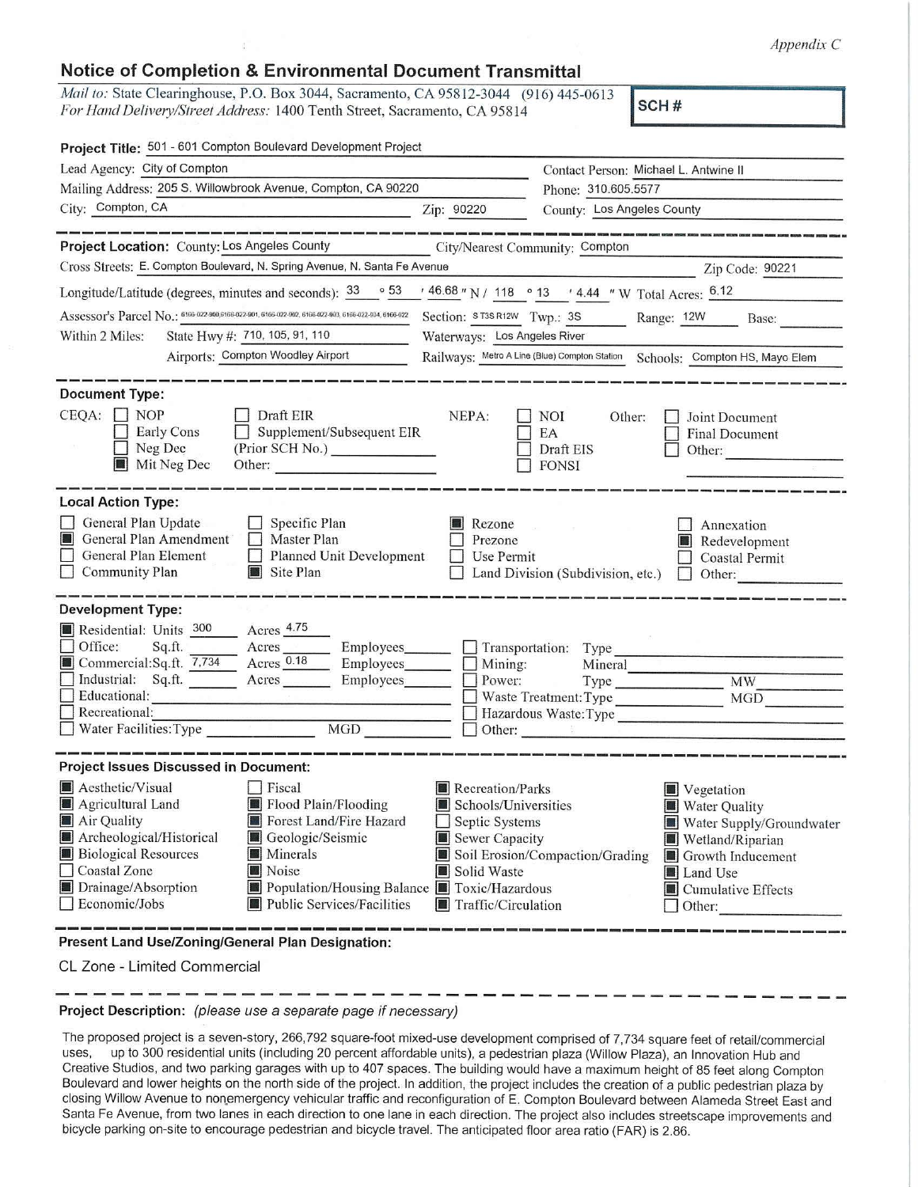*Appendix C*

## Notice of Completion & Environmental Document Transmittal

*Mail to:* State Clearinghouse, P.O. Box 3044, Sacramento, CA 95812-3044 (916) 445-0613
*For Hand Delivery/Street Address:* 1400 Tenth Street, Sacramento, CA 95814

**SCH #**

**Project Title:** 501 - 601 Compton Boulevard Development Project

Lead Agency: City of Compton
Contact Person: Michael L. Antwine II
Mailing Address: 205 S. Willowbrook Avenue, Compton, CA 90220
Phone: 310.605.5577
City: Compton, CA
Zip: 90220
County: Los Angeles County

---

**Project Location:** County: Los Angeles County
City/Nearest Community: Compton
Cross Streets: E. Compton Boulevard, N. Spring Avenue, N. Santa Fe Avenue
Zip Code: 90221
Longitude/Latitude (degrees, minutes and seconds): 33 ° 53 ′ 46.68 ″ N / 118 ° 13 ′ 4.44 ″ W Total Acres: 6.12
Assessor's Parcel No.: 6166-022-900,6166-022-901, 6166-022-902, 6166-022-903, 6166-022-904, 6166-022
Section: S T3S R12W Twp.: 3S Range: 12W Base:
Within 2 Miles: State Hwy #: 710, 105, 91, 110
Waterways: Los Angeles River
Airports: Compton Woodley Airport
Railways: Metro A Line (Blue) Compton Station
Schools: Compton HS, Mayo Elem

---

**Document Type:**

CEQA:
- [ ] NOP
- [ ] Early Cons
- [ ] Neg Dec
- [x] Mit Neg Dec
- [ ] Draft EIR
- [ ] Supplement/Subsequent EIR (Prior SCH No.)
- Other:

NEPA:
- [ ] NOI
- [ ] EA
- [ ] Draft EIS
- [ ] FONSI

Other:
- [ ] Joint Document
- [ ] Final Document
- [ ] Other:

---

**Local Action Type:**

- [ ] General Plan Update
- [x] General Plan Amendment
- [ ] General Plan Element
- [ ] Community Plan
- [ ] Specific Plan
- [ ] Master Plan
- [ ] Planned Unit Development
- [x] Site Plan
- [x] Rezone
- [ ] Prezone
- [ ] Use Permit
- [ ] Land Division (Subdivision, etc.)
- [ ] Annexation
- [x] Redevelopment
- [ ] Coastal Permit
- [ ] Other:

---

**Development Type:**

- [x] Residential: Units 300 Acres 4.75
- [ ] Office: Sq.ft. Acres Employees
- [x] Commercial: Sq.ft. 7,734 Acres 0.18 Employees
- [ ] Industrial: Sq.ft. Acres Employees
- [ ] Educational:
- [ ] Recreational:
- [ ] Water Facilities: Type MGD
- [ ] Transportation: Type
- [ ] Mining: Mineral
- [ ] Power: Type MW
- [ ] Waste Treatment: Type MGD
- [ ] Hazardous Waste: Type
- [ ] Other:

---

**Project Issues Discussed in Document:**

- [x] Aesthetic/Visual
- [x] Agricultural Land
- [x] Air Quality
- [x] Archeological/Historical
- [x] Biological Resources
- [ ] Coastal Zone
- [x] Drainage/Absorption
- [ ] Economic/Jobs
- [ ] Fiscal
- [x] Flood Plain/Flooding
- [x] Forest Land/Fire Hazard
- [x] Geologic/Seismic
- [x] Minerals
- [x] Noise
- [x] Population/Housing Balance
- [x] Public Services/Facilities
- [x] Recreation/Parks
- [x] Schools/Universities
- [ ] Septic Systems
- [x] Sewer Capacity
- [x] Soil Erosion/Compaction/Grading
- [x] Solid Waste
- [x] Toxic/Hazardous
- [x] Traffic/Circulation
- [x] Vegetation
- [x] Water Quality
- [x] Water Supply/Groundwater
- [x] Wetland/Riparian
- [x] Growth Inducement
- [x] Land Use
- [x] Cumulative Effects
- [ ] Other:

---

**Present Land Use/Zoning/General Plan Designation:**

CL Zone - Limited Commercial

---

**Project Description:** *(please use a separate page if necessary)*

The proposed project is a seven-story, 266,792 square-foot mixed-use development comprised of 7,734 square feet of retail/commercial uses, up to 300 residential units (including 20 percent affordable units), a pedestrian plaza (Willow Plaza), an Innovation Hub and Creative Studios, and two parking garages with up to 407 spaces. The building would have a maximum height of 85 feet along Compton Boulevard and lower heights on the north side of the project. In addition, the project includes the creation of a public pedestrian plaza by closing Willow Avenue to nonemergency vehicular traffic and reconfiguration of E. Compton Boulevard between Alameda Street East and Santa Fe Avenue, from two lanes in each direction to one lane in each direction. The project also includes streetscape improvements and bicycle parking on-site to encourage pedestrian and bicycle travel. The anticipated floor area ratio (FAR) is 2.86.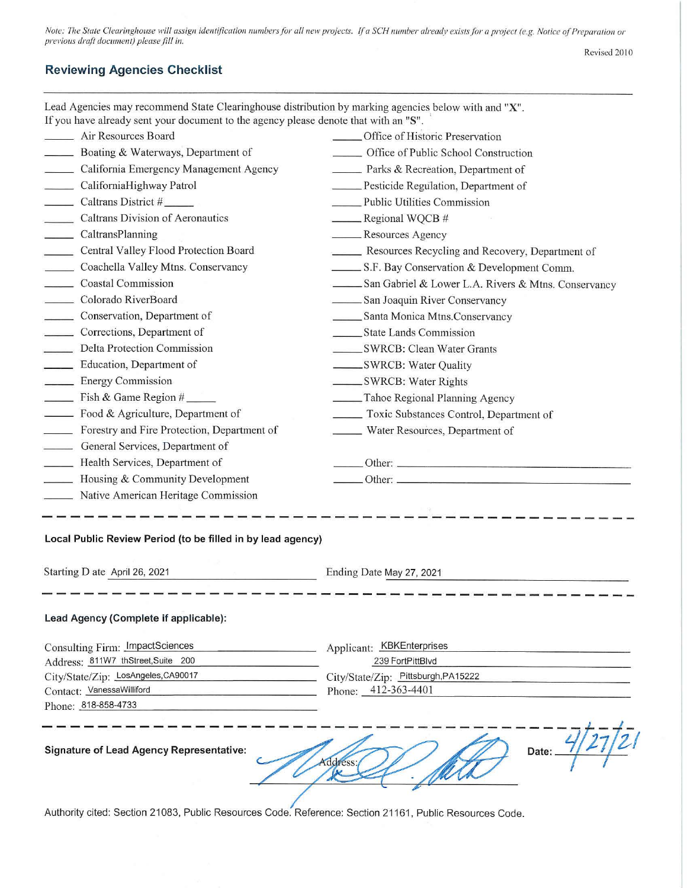*Note: The State Clearinghouse will assign identification numbers for all new projects. If a SCH number already exists for a project (e.g. Notice of Preparation or previous draft document) please fill in.*

Revised 2010

## Reviewing Agencies Checklist

Lead Agencies may recommend State Clearinghouse distribution by marking agencies below with and "X". If you have already sent your document to the agency please denote that with an "S".

- _____ Air Resources Board
- _____ Boating & Waterways, Department of
- _____ California Emergency Management Agency
- _____ CaliforniaHighway Patrol
- _____ Caltrans District # _____
- _____ Caltrans Division of Aeronautics
- _____ CaltransPlanning
- _____ Central Valley Flood Protection Board
- _____ Coachella Valley Mtns. Conservancy
- _____ Coastal Commission
- _____ Colorado RiverBoard
- _____ Conservation, Department of
- _____ Corrections, Department of
- _____ Delta Protection Commission
- _____ Education, Department of
- _____ Energy Commission
- _____ Fish & Game Region # _____
- _____ Food & Agriculture, Department of
- _____ Forestry and Fire Protection, Department of
- _____ General Services, Department of
- _____ Health Services, Department of
- _____ Housing & Community Development
- _____ Native American Heritage Commission
- _____ Office of Historic Preservation
- _____ Office of Public School Construction
- _____ Parks & Recreation, Department of
- _____ Pesticide Regulation, Department of
- _____ Public Utilities Commission
- _____ Regional WQCB #
- _____ Resources Agency
- _____ Resources Recycling and Recovery, Department of
- _____ S.F. Bay Conservation & Development Comm.
- _____ San Gabriel & Lower L.A. Rivers & Mtns. Conservancy
- _____ San Joaquin River Conservancy
- _____ Santa Monica Mtns.Conservancy
- _____ State Lands Commission
- _____ SWRCB: Clean Water Grants
- _____ SWRCB: Water Quality
- _____ SWRCB: Water Rights
- _____ Tahoe Regional Planning Agency
- _____ Toxic Substances Control, Department of
- _____ Water Resources, Department of
- _____ Other: _____
- _____ Other: _____

---

**Local Public Review Period (to be filled in by lead agency)**

Starting Date April 26, 2021 | Ending Date May 27, 2021

---

**Lead Agency (Complete if applicable):**

Consulting Firm: ImpactSciences
Address: 811W7 thStreet,Suite 200
City/State/Zip: LosAngeles,CA90017
Contact: VanessaWilliford
Phone: 818-858-4733

Applicant: KBKEnterprises
239 FortPittBlvd
City/State/Zip: Pittsburgh,PA15222
Phone: 412-363-4401

---

**Signature of Lead Agency Representative:** [signature] **Date:** 4/27/21

Authority cited: Section 21083, Public Resources Code. Reference: Section 21161, Public Resources Code.